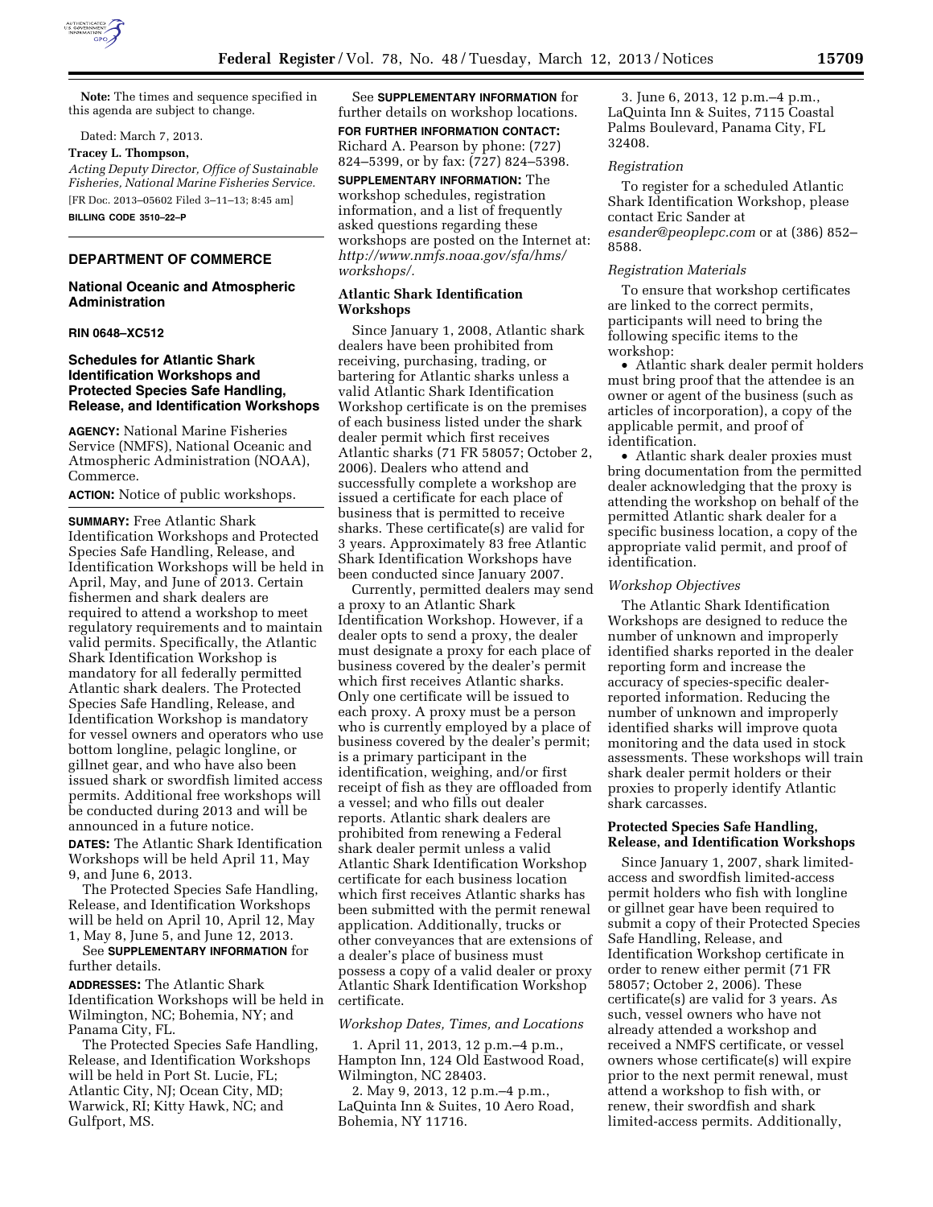**Note:** The times and sequence specified in this agenda are subject to change.

Dated: March 7, 2013.

**Tracey L. Thompson,**

*Acting Deputy Director, Office of Sustainable Fisheries, National Marine Fisheries Service.*

[FR Doc. 2013–05602 Filed 3–11–13; 8:45 am]

**BILLING CODE 3510–22–P**

---

## DEPARTMENT OF COMMERCE

### National Oceanic and Atmospheric Administration

**RIN 0648–XC512**

### Schedules for Atlantic Shark Identification Workshops and Protected Species Safe Handling, Release, and Identification Workshops

**AGENCY:** National Marine Fisheries Service (NMFS), National Oceanic and Atmospheric Administration (NOAA), Commerce.

**ACTION:** Notice of public workshops.

**SUMMARY:** Free Atlantic Shark Identification Workshops and Protected Species Safe Handling, Release, and Identification Workshops will be held in April, May, and June of 2013. Certain fishermen and shark dealers are required to attend a workshop to meet regulatory requirements and to maintain valid permits. Specifically, the Atlantic Shark Identification Workshop is mandatory for all federally permitted Atlantic shark dealers. The Protected Species Safe Handling, Release, and Identification Workshop is mandatory for vessel owners and operators who use bottom longline, pelagic longline, or gillnet gear, and who have also been issued shark or swordfish limited access permits. Additional free workshops will be conducted during 2013 and will be announced in a future notice.

**DATES:** The Atlantic Shark Identification Workshops will be held April 11, May 9, and June 6, 2013.

The Protected Species Safe Handling, Release, and Identification Workshops will be held on April 10, April 12, May 1, May 8, June 5, and June 12, 2013.

See **SUPPLEMENTARY INFORMATION** for further details.

**ADDRESSES:** The Atlantic Shark Identification Workshops will be held in Wilmington, NC; Bohemia, NY; and Panama City, FL.

The Protected Species Safe Handling, Release, and Identification Workshops will be held in Port St. Lucie, FL; Atlantic City, NJ; Ocean City, MD; Warwick, RI; Kitty Hawk, NC; and Gulfport, MS.

See **SUPPLEMENTARY INFORMATION** for further details on workshop locations.

**FOR FURTHER INFORMATION CONTACT:** Richard A. Pearson by phone: (727) 824–5399, or by fax: (727) 824–5398.

**SUPPLEMENTARY INFORMATION:** The workshop schedules, registration information, and a list of frequently asked questions regarding these workshops are posted on the Internet at: *http://www.nmfs.noaa.gov/sfa/hms/workshops/*.

### Atlantic Shark Identification Workshops

Since January 1, 2008, Atlantic shark dealers have been prohibited from receiving, purchasing, trading, or bartering for Atlantic sharks unless a valid Atlantic Shark Identification Workshop certificate is on the premises of each business listed under the shark dealer permit which first receives Atlantic sharks (71 FR 58057; October 2, 2006). Dealers who attend and successfully complete a workshop are issued a certificate for each place of business that is permitted to receive sharks. These certificate(s) are valid for 3 years. Approximately 83 free Atlantic Shark Identification Workshops have been conducted since January 2007.

Currently, permitted dealers may send a proxy to an Atlantic Shark Identification Workshop. However, if a dealer opts to send a proxy, the dealer must designate a proxy for each place of business covered by the dealer's permit which first receives Atlantic sharks. Only one certificate will be issued to each proxy. A proxy must be a person who is currently employed by a place of business covered by the dealer's permit; is a primary participant in the identification, weighing, and/or first receipt of fish as they are offloaded from a vessel; and who fills out dealer reports. Atlantic shark dealers are prohibited from renewing a Federal shark dealer permit unless a valid Atlantic Shark Identification Workshop certificate for each business location which first receives Atlantic sharks has been submitted with the permit renewal application. Additionally, trucks or other conveyances that are extensions of a dealer's place of business must possess a copy of a valid dealer or proxy Atlantic Shark Identification Workshop certificate.

*Workshop Dates, Times, and Locations*

1. April 11, 2013, 12 p.m.–4 p.m., Hampton Inn, 124 Old Eastwood Road, Wilmington, NC 28403.
2. May 9, 2013, 12 p.m.–4 p.m., LaQuinta Inn & Suites, 10 Aero Road, Bohemia, NY 11716.
3. June 6, 2013, 12 p.m.–4 p.m., LaQuinta Inn & Suites, 7115 Coastal Palms Boulevard, Panama City, FL 32408.

*Registration*

To register for a scheduled Atlantic Shark Identification Workshop, please contact Eric Sander at *esander@peoplepc.com* or at (386) 852–8588.

*Registration Materials*

To ensure that workshop certificates are linked to the correct permits, participants will need to bring the following specific items to the workshop:

- Atlantic shark dealer permit holders must bring proof that the attendee is an owner or agent of the business (such as articles of incorporation), a copy of the applicable permit, and proof of identification.
- Atlantic shark dealer proxies must bring documentation from the permitted dealer acknowledging that the proxy is attending the workshop on behalf of the permitted Atlantic shark dealer for a specific business location, a copy of the appropriate valid permit, and proof of identification.

*Workshop Objectives*

The Atlantic Shark Identification Workshops are designed to reduce the number of unknown and improperly identified sharks reported in the dealer reporting form and increase the accuracy of species-specific dealer-reported information. Reducing the number of unknown and improperly identified sharks will improve quota monitoring and the data used in stock assessments. These workshops will train shark dealer permit holders or their proxies to properly identify Atlantic shark carcasses.

### Protected Species Safe Handling, Release, and Identification Workshops

Since January 1, 2007, shark limited-access and swordfish limited-access permit holders who fish with longline or gillnet gear have been required to submit a copy of their Protected Species Safe Handling, Release, and Identification Workshop certificate in order to renew either permit (71 FR 58057; October 2, 2006). These certificate(s) are valid for 3 years. As such, vessel owners who have not already attended a workshop and received a NMFS certificate, or vessel owners whose certificate(s) will expire prior to the next permit renewal, must attend a workshop to fish with, or renew, their swordfish and shark limited-access permits. Additionally,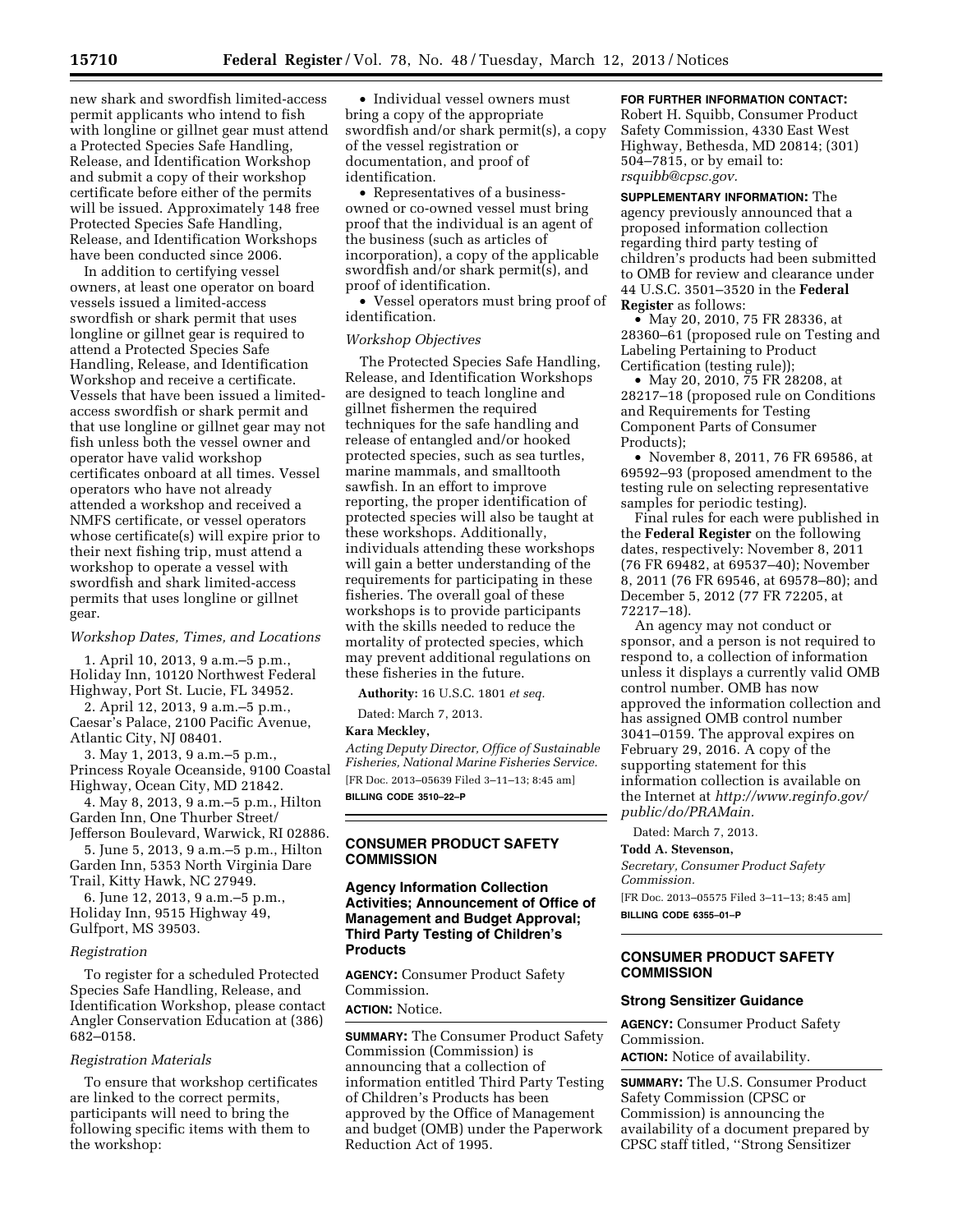new shark and swordfish limited-access permit applicants who intend to fish with longline or gillnet gear must attend a Protected Species Safe Handling, Release, and Identification Workshop and submit a copy of their workshop certificate before either of the permits will be issued. Approximately 148 free Protected Species Safe Handling, Release, and Identification Workshops have been conducted since 2006.

In addition to certifying vessel owners, at least one operator on board vessels issued a limited-access swordfish or shark permit that uses longline or gillnet gear is required to attend a Protected Species Safe Handling, Release, and Identification Workshop and receive a certificate. Vessels that have been issued a limited-access swordfish or shark permit and that use longline or gillnet gear may not fish unless both the vessel owner and operator have valid workshop certificates onboard at all times. Vessel operators who have not already attended a workshop and received a NMFS certificate, or vessel operators whose certificate(s) will expire prior to their next fishing trip, must attend a workshop to operate a vessel with swordfish and shark limited-access permits that uses longline or gillnet gear.

*Workshop Dates, Times, and Locations*

1. April 10, 2013, 9 a.m.–5 p.m., Holiday Inn, 10120 Northwest Federal Highway, Port St. Lucie, FL 34952.

2. April 12, 2013, 9 a.m.–5 p.m., Caesar's Palace, 2100 Pacific Avenue, Atlantic City, NJ 08401.

3. May 1, 2013, 9 a.m.–5 p.m., Princess Royale Oceanside, 9100 Coastal Highway, Ocean City, MD 21842.

4. May 8, 2013, 9 a.m.–5 p.m., Hilton Garden Inn, One Thurber Street/Jefferson Boulevard, Warwick, RI 02886.

5. June 5, 2013, 9 a.m.–5 p.m., Hilton Garden Inn, 5353 North Virginia Dare Trail, Kitty Hawk, NC 27949.

6. June 12, 2013, 9 a.m.–5 p.m., Holiday Inn, 9515 Highway 49, Gulfport, MS 39503.

*Registration*

To register for a scheduled Protected Species Safe Handling, Release, and Identification Workshop, please contact Angler Conservation Education at (386) 682–0158.

*Registration Materials*

To ensure that workshop certificates are linked to the correct permits, participants will need to bring the following specific items with them to the workshop:

- Individual vessel owners must bring a copy of the appropriate swordfish and/or shark permit(s), a copy of the vessel registration or documentation, and proof of identification.
- Representatives of a business-owned or co-owned vessel must bring proof that the individual is an agent of the business (such as articles of incorporation), a copy of the applicable swordfish and/or shark permit(s), and proof of identification.
- Vessel operators must bring proof of identification.

*Workshop Objectives*

The Protected Species Safe Handling, Release, and Identification Workshops are designed to teach longline and gillnet fishermen the required techniques for the safe handling and release of entangled and/or hooked protected species, such as sea turtles, marine mammals, and smalltooth sawfish. In an effort to improve reporting, the proper identification of protected species will also be taught at these workshops. Additionally, individuals attending these workshops will gain a better understanding of the requirements for participating in these fisheries. The overall goal of these workshops is to provide participants with the skills needed to reduce the mortality of protected species, which may prevent additional regulations on these fisheries in the future.

**Authority:** 16 U.S.C. 1801 *et seq.*

Dated: March 7, 2013.

**Kara Meckley,**

*Acting Deputy Director, Office of Sustainable Fisheries, National Marine Fisheries Service.*

[FR Doc. 2013–05639 Filed 3–11–13; 8:45 am]

**BILLING CODE 3510–22–P**

## CONSUMER PRODUCT SAFETY COMMISSION

### Agency Information Collection Activities; Announcement of Office of Management and Budget Approval; Third Party Testing of Children's Products

**AGENCY:** Consumer Product Safety Commission.

**ACTION:** Notice.

**SUMMARY:** The Consumer Product Safety Commission (Commission) is announcing that a collection of information entitled Third Party Testing of Children's Products has been approved by the Office of Management and budget (OMB) under the Paperwork Reduction Act of 1995.

**FOR FURTHER INFORMATION CONTACT:** Robert H. Squibb, Consumer Product Safety Commission, 4330 East West Highway, Bethesda, MD 20814; (301) 504–7815, or by email to: *rsquibb@cpsc.gov.*

**SUPPLEMENTARY INFORMATION:** The agency previously announced that a proposed information collection regarding third party testing of children's products had been submitted to OMB for review and clearance under 44 U.S.C. 3501–3520 in the **Federal Register** as follows:

- May 20, 2010, 75 FR 28336, at 28360–61 (proposed rule on Testing and Labeling Pertaining to Product Certification (testing rule));
- May 20, 2010, 75 FR 28208, at 28217–18 (proposed rule on Conditions and Requirements for Testing Component Parts of Consumer Products);
- November 8, 2011, 76 FR 69586, at 69592–93 (proposed amendment to the testing rule on selecting representative samples for periodic testing).

Final rules for each were published in the **Federal Register** on the following dates, respectively: November 8, 2011 (76 FR 69482, at 69537–40); November 8, 2011 (76 FR 69546, at 69578–80); and December 5, 2012 (77 FR 72205, at 72217–18).

An agency may not conduct or sponsor, and a person is not required to respond to, a collection of information unless it displays a currently valid OMB control number. OMB has now approved the information collection and has assigned OMB control number 3041–0159. The approval expires on February 29, 2016. A copy of the supporting statement for this information collection is available on the Internet at *http://www.reginfo.gov/public/do/PRAMain.*

Dated: March 7, 2013.

**Todd A. Stevenson,**

*Secretary, Consumer Product Safety Commission.*

[FR Doc. 2013–05575 Filed 3–11–13; 8:45 am]

**BILLING CODE 6355–01–P**

## CONSUMER PRODUCT SAFETY COMMISSION

### Strong Sensitizer Guidance

**AGENCY:** Consumer Product Safety Commission.

**ACTION:** Notice of availability.

**SUMMARY:** The U.S. Consumer Product Safety Commission (CPSC or Commission) is announcing the availability of a document prepared by CPSC staff titled, ''Strong Sensitizer